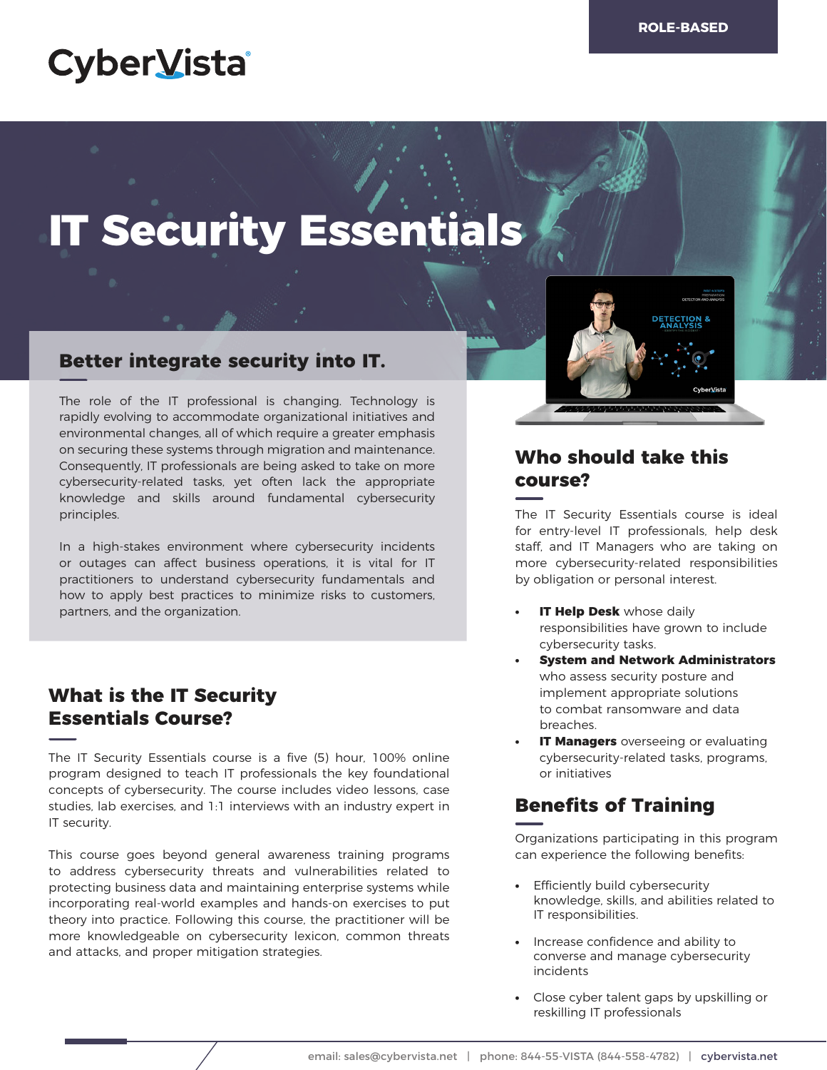ROLE-BASED

CyberVista

# IT Security Essentials

## Better integrate security into IT.

The role of the IT professional is changing. Technology is rapidly evolving to accommodate organizational initiatives and environmental changes, all of which require a greater emphasis on securing these systems through migration and maintenance. Consequently, IT professionals are being asked to take on more cybersecurity-related tasks, yet often lack the appropriate knowledge and skills around fundamental cybersecurity principles.

In a high-stakes environment where cybersecurity incidents or outages can affect business operations, it is vital for IT practitioners to understand cybersecurity fundamentals and how to apply best practices to minimize risks to customers, partners, and the organization.

## What is the IT Security Essentials Course?

The IT Security Essentials course is a five (5) hour, 100% online program designed to teach IT professionals the key foundational concepts of cybersecurity. The course includes video lessons, case studies, lab exercises, and 1:1 interviews with an industry expert in IT security.

This course goes beyond general awareness training programs to address cybersecurity threats and vulnerabilities related to protecting business data and maintaining enterprise systems while incorporating real-world examples and hands-on exercises to put theory into practice. Following this course, the practitioner will be more knowledgeable on cybersecurity lexicon, common threats and attacks, and proper mitigation strategies.

## Who should take this course?

The IT Security Essentials course is ideal for entry-level IT professionals, help desk staff, and IT Managers who are taking on more cybersecurity-related responsibilities by obligation or personal interest.

- **IT Help Desk** whose daily responsibilities have grown to include cybersecurity tasks.
- **System and Network Administrators** who assess security posture and implement appropriate solutions to combat ransomware and data breaches.
- **IT Managers** overseeing or evaluating cybersecurity-related tasks, programs, or initiatives

## Benefits of Training

Organizations participating in this program can experience the following benefits:

- Efficiently build cybersecurity knowledge, skills, and abilities related to IT responsibilities.
- Increase confidence and ability to converse and manage cybersecurity incidents
- Close cyber talent gaps by upskilling or reskilling IT professionals

email: sales@cybervista.net | phone: 844-55-VISTA (844-558-4782) | cybervista.net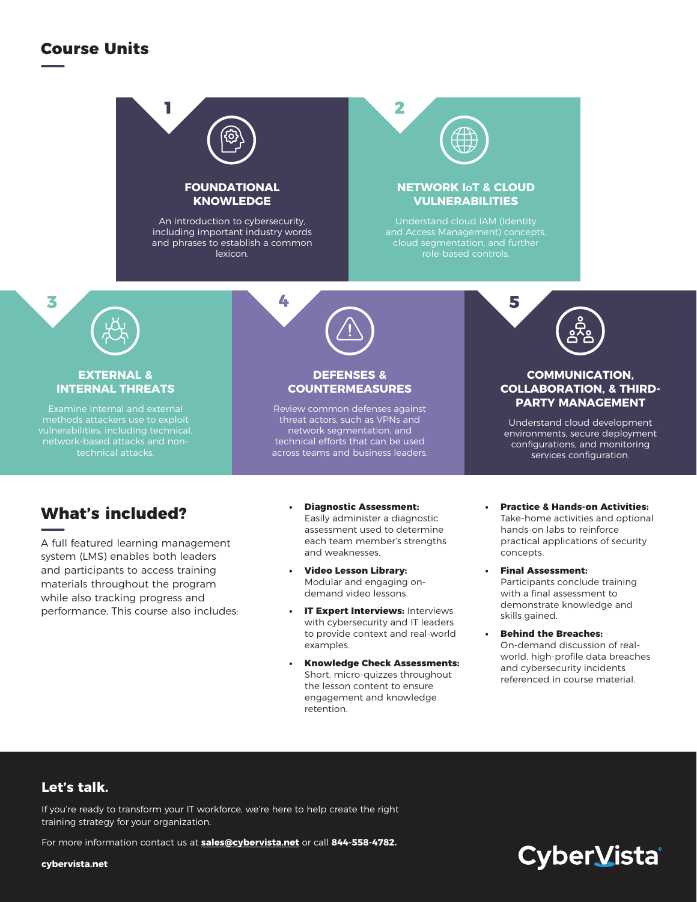## Course Units

### 1

#### FOUNDATIONAL KNOWLEDGE

An introduction to cybersecurity, including important industry words and phrases to establish a common lexicon.

### 2

#### NETWORK IoT & CLOUD VULNERABILITIES

Understand cloud IAM (Identity and Access Management) concepts, cloud segmentation, and further role-based controls.

### 3

#### EXTERNAL & INTERNAL THREATS

Examine internal and external methods attackers use to exploit vulnerabilities, including technical, network-based attacks and non-technical attacks.

### 4

#### DEFENSES & COUNTERMEASURES

Review common defenses against threat actors, such as VPNs and network segmentation, and technical efforts that can be used across teams and business leaders.

### 5

#### COMMUNICATION, COLLABORATION, & THIRD-PARTY MANAGEMENT

Understand cloud development environments, secure deployment configurations, and monitoring services configuration.

## What's included?

A full featured learning management system (LMS) enables both leaders and participants to access training materials throughout the program while also tracking progress and performance. This course also includes:

- **Diagnostic Assessment:** Easily administer a diagnostic assessment used to determine each team member's strengths and weaknesses.
- **Video Lesson Library:** Modular and engaging on-demand video lessons.
- **IT Expert Interviews:** Interviews with cybersecurity and IT leaders to provide context and real-world examples.
- **Knowledge Check Assessments:** Short, micro-quizzes throughout the lesson content to ensure engagement and knowledge retention.
- **Practice & Hands-on Activities:** Take-home activities and optional hands-on labs to reinforce practical applications of security concepts.
- **Final Assessment:** Participants conclude training with a final assessment to demonstrate knowledge and skills gained.
- **Behind the Breaches:** On-demand discussion of real-world, high-profile data breaches and cybersecurity incidents referenced in course material.

## Let's talk.

If you're ready to transform your IT workforce, we're here to help create the right training strategy for your organization.

For more information contact us at **sales@cybervista.net** or call **844-558-4782.**

**cybervista.net**

CyberVista